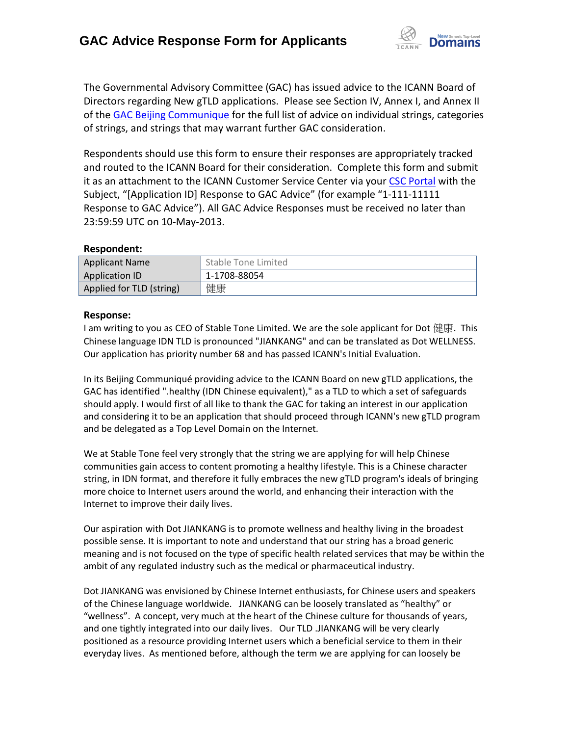# GAC Advice Response Form for Applicants

The Governmental Advisory Committee (GAC) has issued advice to the ICANN Board of Directors regarding New gTLD applications. Please see Section IV, Annex I, and Annex II of the GAC Beijing Communique for the full list of advice on individual strings, categories of strings, and strings that may warrant further GAC consideration.

Respondents should use this form to ensure their responses are appropriately tracked and routed to the ICANN Board for their consideration. Complete this form and submit it as an attachment to the ICANN Customer Service Center via your CSC Portal with the Subject, "[Application ID] Response to GAC Advice" (for example "1-111-11111 Response to GAC Advice"). All GAC Advice Responses must be received no later than 23:59:59 UTC on 10-May-2013.

**Respondent:**

| | |
|---|---|
| Applicant Name | Stable Tone Limited |
| Application ID | 1-1708-88054 |
| Applied for TLD (string) | 健康 |

**Response:**

I am writing to you as CEO of Stable Tone Limited. We are the sole applicant for Dot 健康. This Chinese language IDN TLD is pronounced "JIANKANG" and can be translated as Dot WELLNESS. Our application has priority number 68 and has passed ICANN's Initial Evaluation.

In its Beijing Communiqué providing advice to the ICANN Board on new gTLD applications, the GAC has identified ".healthy (IDN Chinese equivalent)," as a TLD to which a set of safeguards should apply. I would first of all like to thank the GAC for taking an interest in our application and considering it to be an application that should proceed through ICANN's new gTLD program and be delegated as a Top Level Domain on the Internet.

We at Stable Tone feel very strongly that the string we are applying for will help Chinese communities gain access to content promoting a healthy lifestyle. This is a Chinese character string, in IDN format, and therefore it fully embraces the new gTLD program's ideals of bringing more choice to Internet users around the world, and enhancing their interaction with the Internet to improve their daily lives.

Our aspiration with Dot JIANKANG is to promote wellness and healthy living in the broadest possible sense. It is important to note and understand that our string has a broad generic meaning and is not focused on the type of specific health related services that may be within the ambit of any regulated industry such as the medical or pharmaceutical industry.

Dot JIANKANG was envisioned by Chinese Internet enthusiasts, for Chinese users and speakers of the Chinese language worldwide. JIANKANG can be loosely translated as "healthy" or "wellness". A concept, very much at the heart of the Chinese culture for thousands of years, and one tightly integrated into our daily lives. Our TLD .JIANKANG will be very clearly positioned as a resource providing Internet users which a beneficial service to them in their everyday lives. As mentioned before, although the term we are applying for can loosely be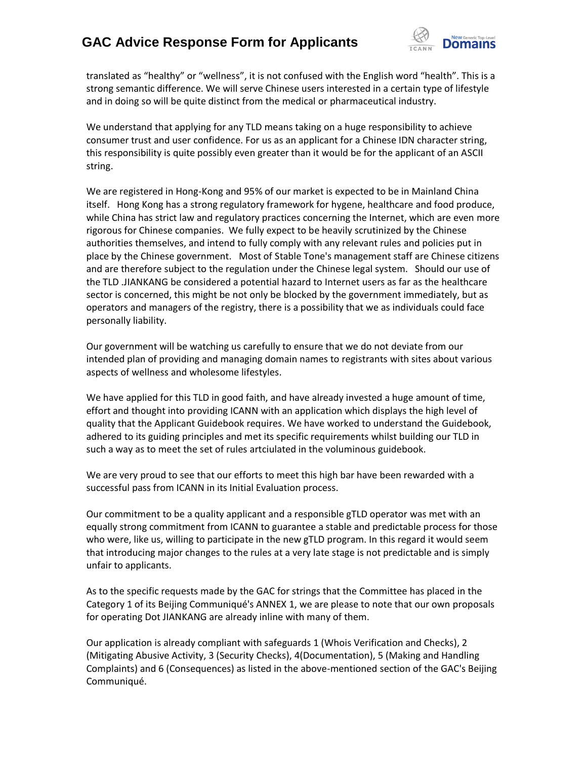translated as “healthy” or “wellness”, it is not confused with the English word “health”. This is a strong semantic difference. We will serve Chinese users interested in a certain type of lifestyle and in doing so will be quite distinct from the medical or pharmaceutical industry.

We understand that applying for any TLD means taking on a huge responsibility to achieve consumer trust and user confidence. For us as an applicant for a Chinese IDN character string, this responsibility is quite possibly even greater than it would be for the applicant of an ASCII string.

We are registered in Hong-Kong and 95% of our market is expected to be in Mainland China itself. Hong Kong has a strong regulatory framework for hygene, healthcare and food produce, while China has strict law and regulatory practices concerning the Internet, which are even more rigorous for Chinese companies. We fully expect to be heavily scrutinized by the Chinese authorities themselves, and intend to fully comply with any relevant rules and policies put in place by the Chinese government. Most of Stable Tone's management staff are Chinese citizens and are therefore subject to the regulation under the Chinese legal system. Should our use of the TLD .JIANKANG be considered a potential hazard to Internet users as far as the healthcare sector is concerned, this might be not only be blocked by the government immediately, but as operators and managers of the registry, there is a possibility that we as individuals could face personally liability.

Our government will be watching us carefully to ensure that we do not deviate from our intended plan of providing and managing domain names to registrants with sites about various aspects of wellness and wholesome lifestyles.

We have applied for this TLD in good faith, and have already invested a huge amount of time, effort and thought into providing ICANN with an application which displays the high level of quality that the Applicant Guidebook requires. We have worked to understand the Guidebook, adhered to its guiding principles and met its specific requirements whilst building our TLD in such a way as to meet the set of rules artciulated in the voluminous guidebook.

We are very proud to see that our efforts to meet this high bar have been rewarded with a successful pass from ICANN in its Initial Evaluation process.

Our commitment to be a quality applicant and a responsible gTLD operator was met with an equally strong commitment from ICANN to guarantee a stable and predictable process for those who were, like us, willing to participate in the new gTLD program. In this regard it would seem that introducing major changes to the rules at a very late stage is not predictable and is simply unfair to applicants.

As to the specific requests made by the GAC for strings that the Committee has placed in the Category 1 of its Beijing Communiqué's ANNEX 1, we are please to note that our own proposals for operating Dot JIANKANG are already inline with many of them.

Our application is already compliant with safeguards 1 (Whois Verification and Checks), 2 (Mitigating Abusive Activity, 3 (Security Checks), 4(Documentation), 5 (Making and Handling Complaints) and 6 (Consequences) as listed in the above-mentioned section of the GAC's Beijing Communiqué.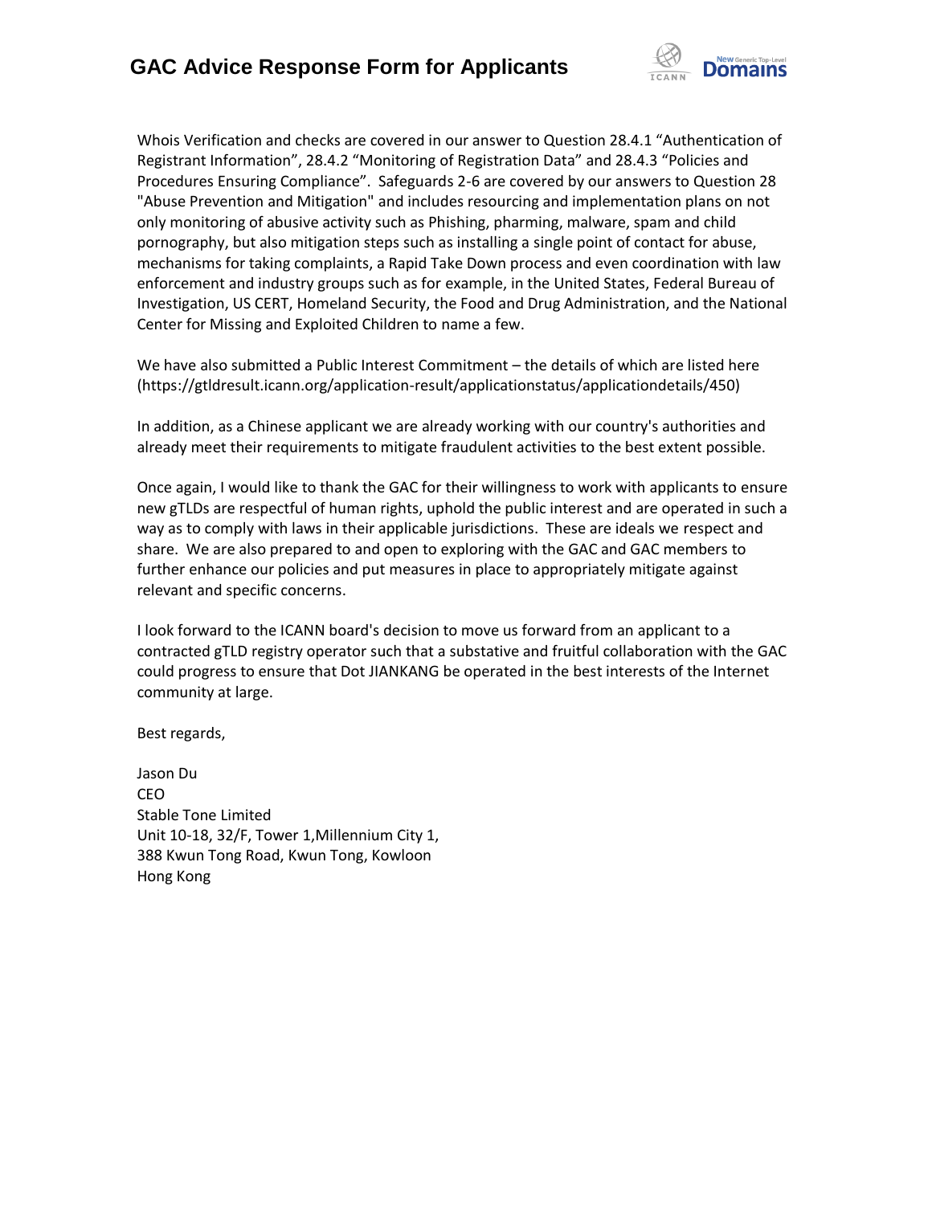Whois Verification and checks are covered in our answer to Question 28.4.1 “Authentication of Registrant Information”, 28.4.2 “Monitoring of Registration Data” and 28.4.3 “Policies and Procedures Ensuring Compliance”. Safeguards 2-6 are covered by our answers to Question 28 "Abuse Prevention and Mitigation" and includes resourcing and implementation plans on not only monitoring of abusive activity such as Phishing, pharming, malware, spam and child pornography, but also mitigation steps such as installing a single point of contact for abuse, mechanisms for taking complaints, a Rapid Take Down process and even coordination with law enforcement and industry groups such as for example, in the United States, Federal Bureau of Investigation, US CERT, Homeland Security, the Food and Drug Administration, and the National Center for Missing and Exploited Children to name a few.

We have also submitted a Public Interest Commitment – the details of which are listed here (https://gtldresult.icann.org/application-result/applicationstatus/applicationdetails/450)

In addition, as a Chinese applicant we are already working with our country's authorities and already meet their requirements to mitigate fraudulent activities to the best extent possible.

Once again, I would like to thank the GAC for their willingness to work with applicants to ensure new gTLDs are respectful of human rights, uphold the public interest and are operated in such a way as to comply with laws in their applicable jurisdictions. These are ideals we respect and share. We are also prepared to and open to exploring with the GAC and GAC members to further enhance our policies and put measures in place to appropriately mitigate against relevant and specific concerns.

I look forward to the ICANN board's decision to move us forward from an applicant to a contracted gTLD registry operator such that a substative and fruitful collaboration with the GAC could progress to ensure that Dot JIANKANG be operated in the best interests of the Internet community at large.

Best regards,

Jason Du
CEO
Stable Tone Limited
Unit 10-18, 32/F, Tower 1,Millennium City 1,
388 Kwun Tong Road, Kwun Tong, Kowloon
Hong Kong